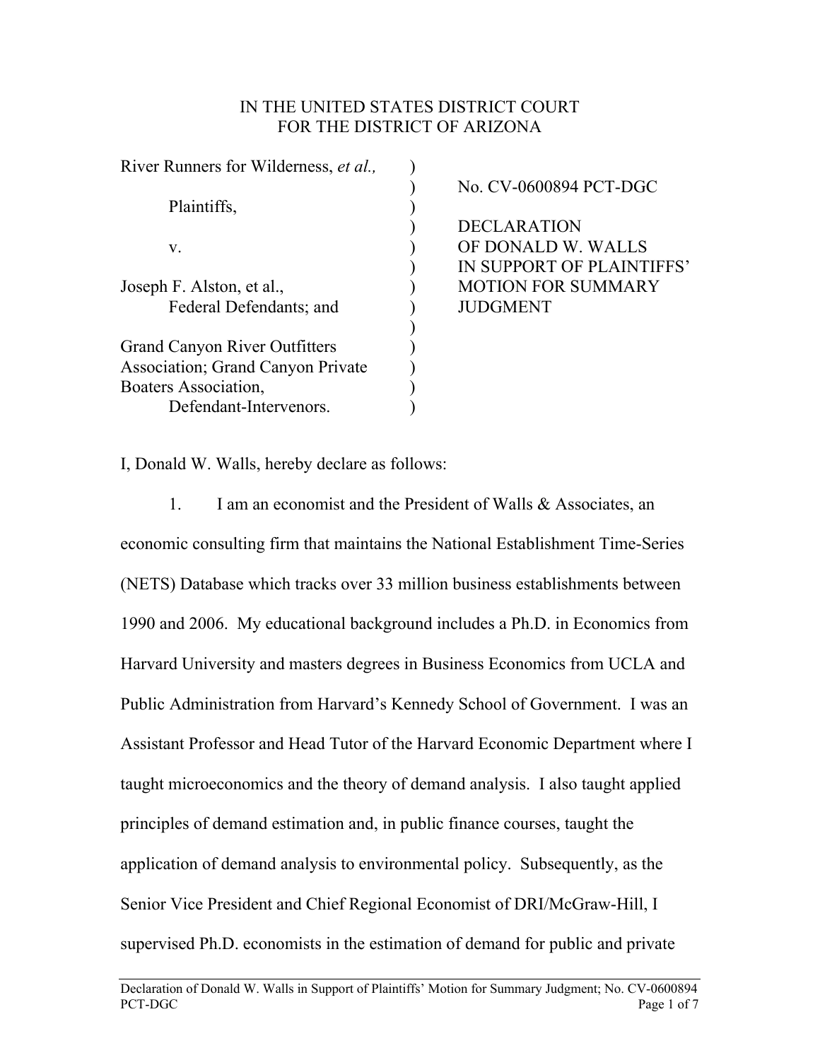IN THE UNITED STATES DISTRICT COURT
FOR THE DISTRICT OF ARIZONA

| | |
|---|---|
| River Runners for Wilderness, *et al.*,<br><br>Plaintiffs,<br><br>v.<br><br>Joseph F. Alston, et al.,<br>Federal Defendants; and<br><br>Grand Canyon River Outfitters Association; Grand Canyon Private Boaters Association,<br>Defendant-Intervenors. | No. CV-0600894 PCT-DGC<br><br>DECLARATION OF DONALD W. WALLS IN SUPPORT OF PLAINTIFFS' MOTION FOR SUMMARY JUDGMENT |

I, Donald W. Walls, hereby declare as follows:

1. I am an economist and the President of Walls & Associates, an economic consulting firm that maintains the National Establishment Time-Series (NETS) Database which tracks over 33 million business establishments between 1990 and 2006. My educational background includes a Ph.D. in Economics from Harvard University and masters degrees in Business Economics from UCLA and Public Administration from Harvard's Kennedy School of Government. I was an Assistant Professor and Head Tutor of the Harvard Economic Department where I taught microeconomics and the theory of demand analysis. I also taught applied principles of demand estimation and, in public finance courses, taught the application of demand analysis to environmental policy. Subsequently, as the Senior Vice President and Chief Regional Economist of DRI/McGraw-Hill, I supervised Ph.D. economists in the estimation of demand for public and private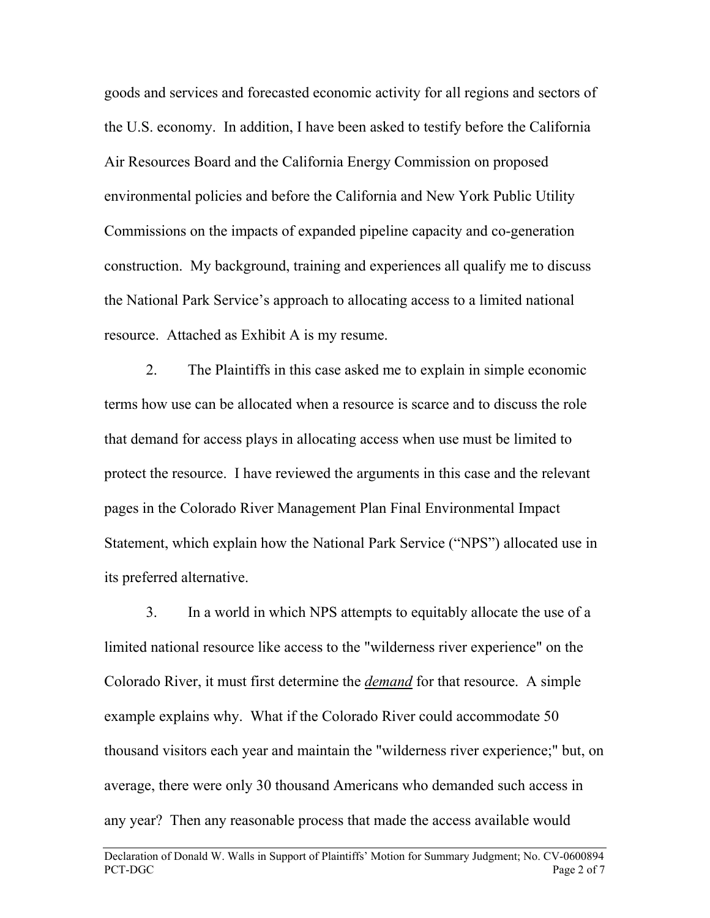goods and services and forecasted economic activity for all regions and sectors of the U.S. economy. In addition, I have been asked to testify before the California Air Resources Board and the California Energy Commission on proposed environmental policies and before the California and New York Public Utility Commissions on the impacts of expanded pipeline capacity and co-generation construction. My background, training and experiences all qualify me to discuss the National Park Service's approach to allocating access to a limited national resource. Attached as Exhibit A is my resume.

2. The Plaintiffs in this case asked me to explain in simple economic terms how use can be allocated when a resource is scarce and to discuss the role that demand for access plays in allocating access when use must be limited to protect the resource. I have reviewed the arguments in this case and the relevant pages in the Colorado River Management Plan Final Environmental Impact Statement, which explain how the National Park Service ("NPS") allocated use in its preferred alternative.

3. In a world in which NPS attempts to equitably allocate the use of a limited national resource like access to the "wilderness river experience" on the Colorado River, it must first determine the ***demand*** for that resource. A simple example explains why. What if the Colorado River could accommodate 50 thousand visitors each year and maintain the "wilderness river experience;" but, on average, there were only 30 thousand Americans who demanded such access in any year? Then any reasonable process that made the access available would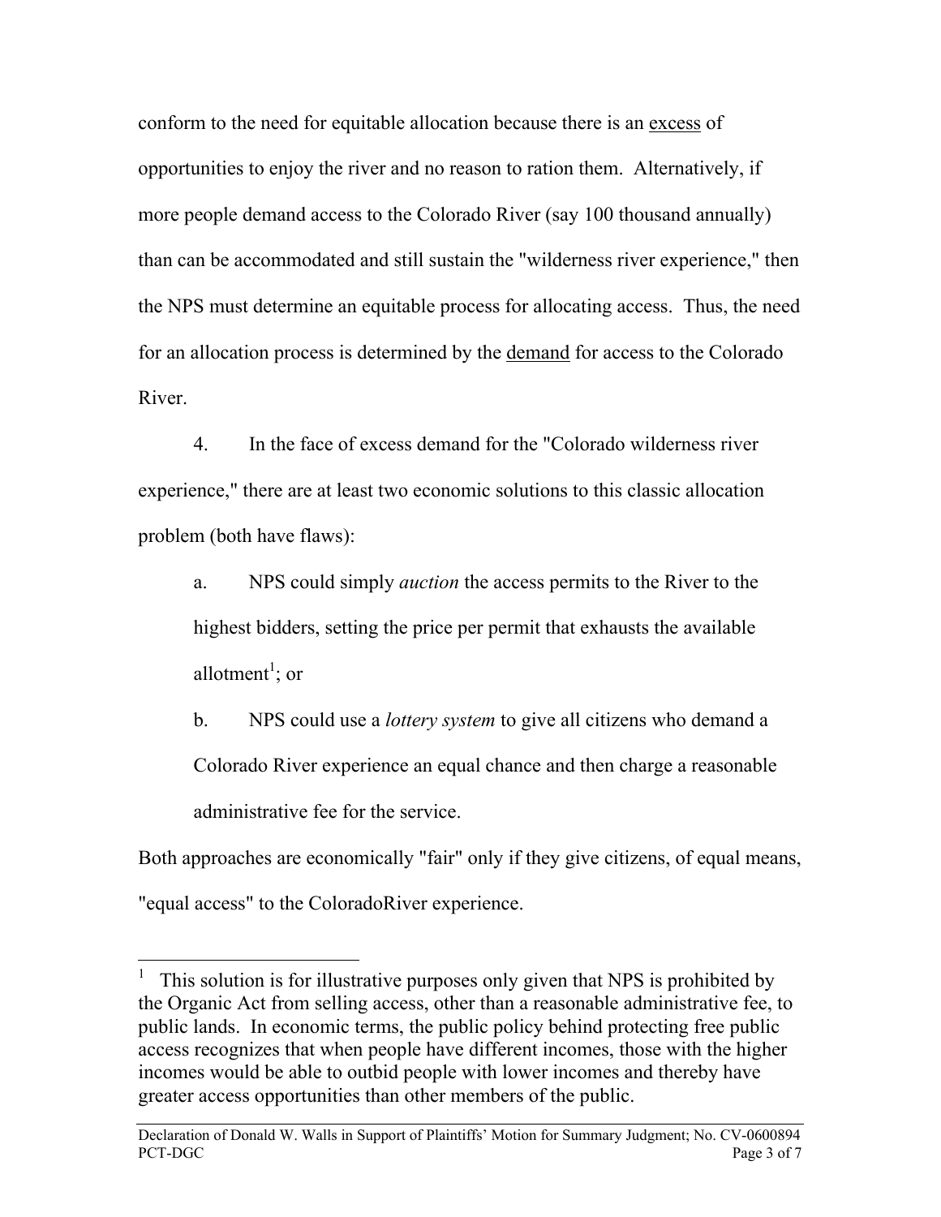conform to the need for equitable allocation because there is an <u>excess</u> of opportunities to enjoy the river and no reason to ration them. Alternatively, if more people demand access to the Colorado River (say 100 thousand annually) than can be accommodated and still sustain the "wilderness river experience," then the NPS must determine an equitable process for allocating access. Thus, the need for an allocation process is determined by the <u>demand</u> for access to the Colorado River.

4. In the face of excess demand for the "Colorado wilderness river experience," there are at least two economic solutions to this classic allocation problem (both have flaws):

   a. NPS could simply *auction* the access permits to the River to the highest bidders, setting the price per permit that exhausts the available allotment[1]; or

   b. NPS could use a *lottery system* to give all citizens who demand a Colorado River experience an equal chance and then charge a reasonable administrative fee for the service.

Both approaches are economically "fair" only if they give citizens, of equal means, "equal access" to the ColoradoRiver experience.

---

[1] This solution is for illustrative purposes only given that NPS is prohibited by the Organic Act from selling access, other than a reasonable administrative fee, to public lands. In economic terms, the public policy behind protecting free public access recognizes that when people have different incomes, those with the higher incomes would be able to outbid people with lower incomes and thereby have greater access opportunities than other members of the public.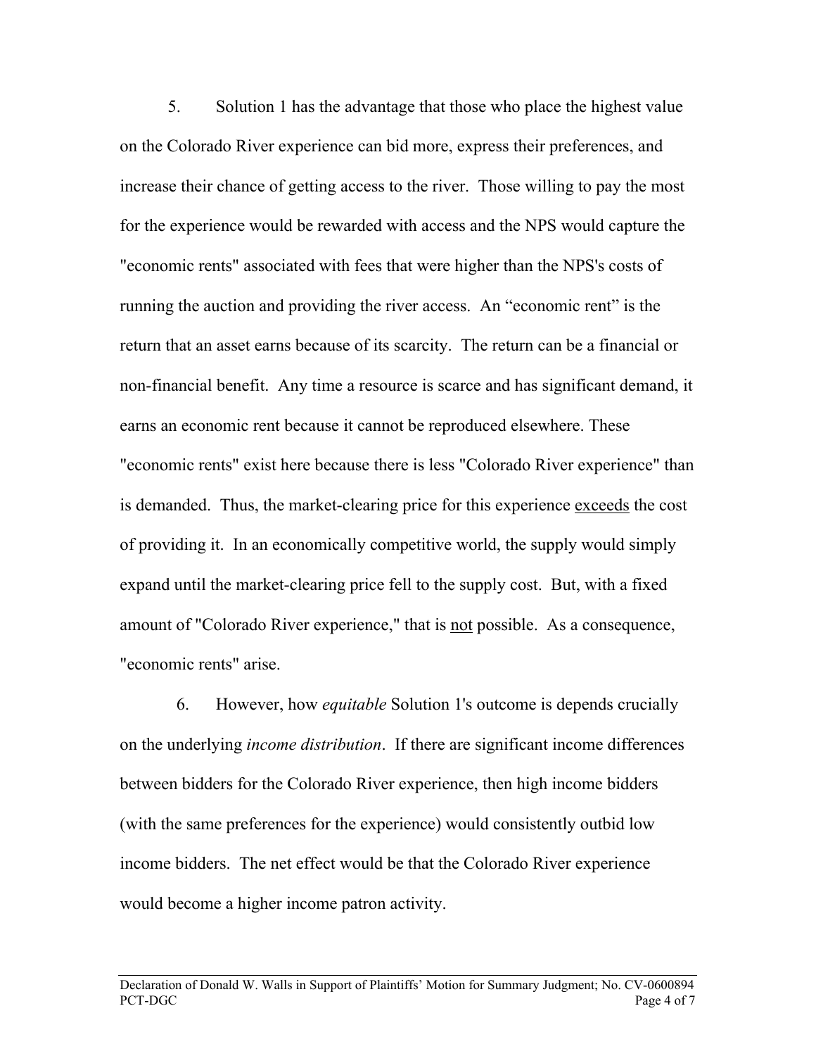5. Solution 1 has the advantage that those who place the highest value on the Colorado River experience can bid more, express their preferences, and increase their chance of getting access to the river. Those willing to pay the most for the experience would be rewarded with access and the NPS would capture the "economic rents" associated with fees that were higher than the NPS's costs of running the auction and providing the river access. An "economic rent" is the return that an asset earns because of its scarcity. The return can be a financial or non-financial benefit. Any time a resource is scarce and has significant demand, it earns an economic rent because it cannot be reproduced elsewhere. These "economic rents" exist here because there is less "Colorado River experience" than is demanded. Thus, the market-clearing price for this experience <u>exceeds</u> the cost of providing it. In an economically competitive world, the supply would simply expand until the market-clearing price fell to the supply cost. But, with a fixed amount of "Colorado River experience," that is <u>not</u> possible. As a consequence, "economic rents" arise.

6. However, how *equitable* Solution 1's outcome is depends crucially on the underlying *income distribution*. If there are significant income differences between bidders for the Colorado River experience, then high income bidders (with the same preferences for the experience) would consistently outbid low income bidders. The net effect would be that the Colorado River experience would become a higher income patron activity.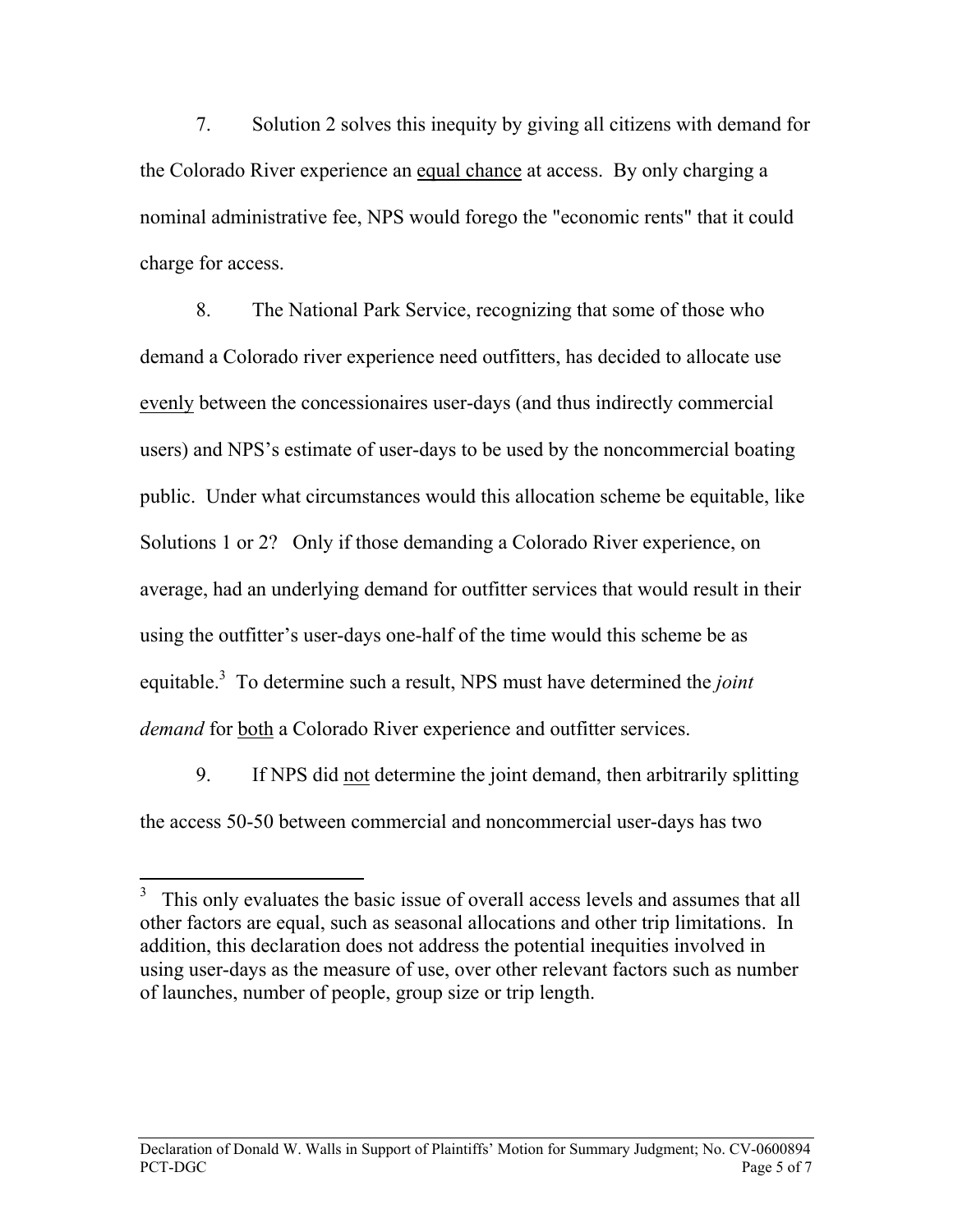7. Solution 2 solves this inequity by giving all citizens with demand for the Colorado River experience an <u>equal chance</u> at access. By only charging a nominal administrative fee, NPS would forego the "economic rents" that it could charge for access.

8. The National Park Service, recognizing that some of those who demand a Colorado river experience need outfitters, has decided to allocate use <u>evenly</u> between the concessionaires user-days (and thus indirectly commercial users) and NPS's estimate of user-days to be used by the noncommercial boating public. Under what circumstances would this allocation scheme be equitable, like Solutions 1 or 2? Only if those demanding a Colorado River experience, on average, had an underlying demand for outfitter services that would result in their using the outfitter's user-days one-half of the time would this scheme be as equitable.[3] To determine such a result, NPS must have determined the *joint demand* for <u>both</u> a Colorado River experience and outfitter services.

9. If NPS did <u>not</u> determine the joint demand, then arbitrarily splitting the access 50-50 between commercial and noncommercial user-days has two

[3] This only evaluates the basic issue of overall access levels and assumes that all other factors are equal, such as seasonal allocations and other trip limitations. In addition, this declaration does not address the potential inequities involved in using user-days as the measure of use, over other relevant factors such as number of launches, number of people, group size or trip length.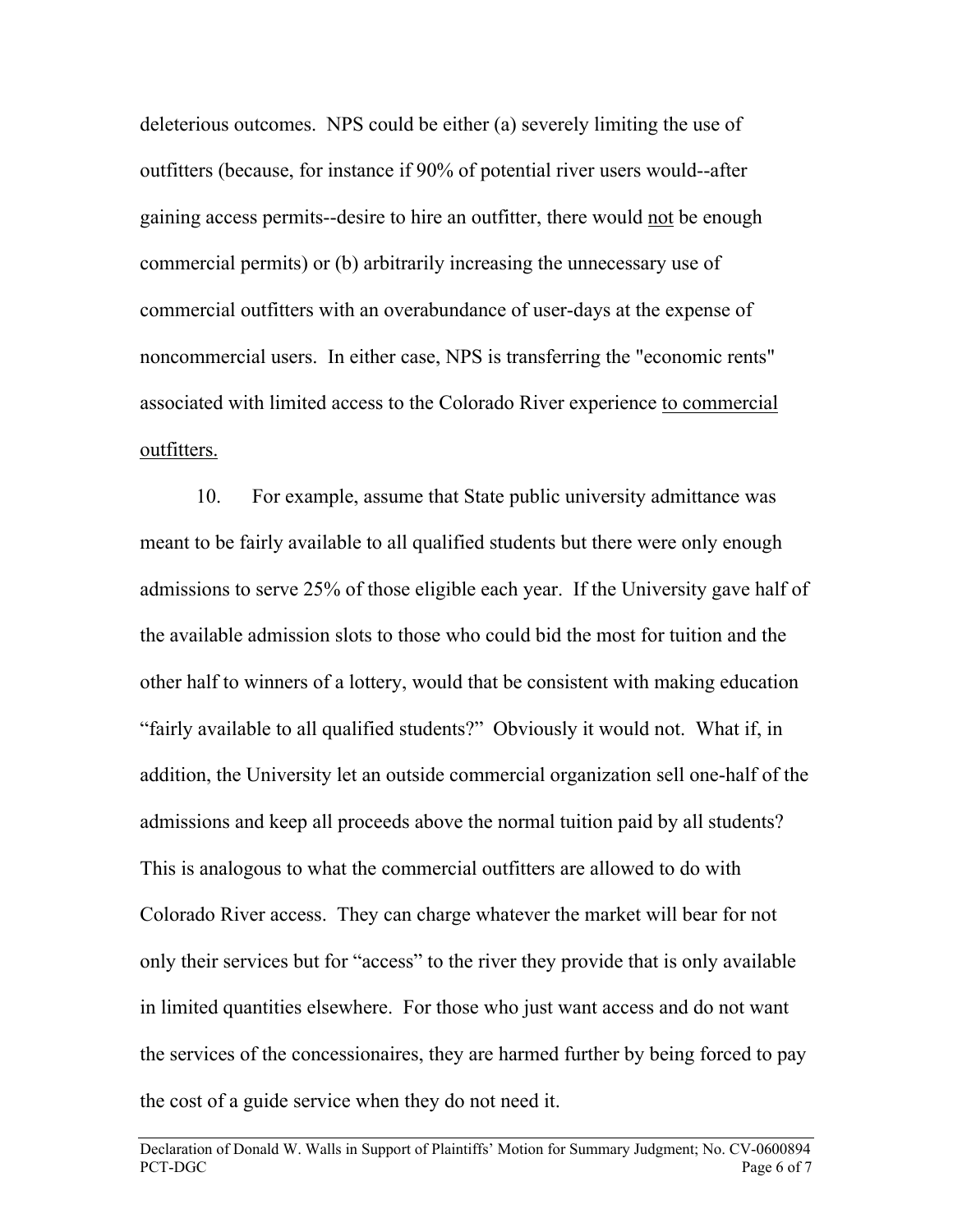deleterious outcomes. NPS could be either (a) severely limiting the use of outfitters (because, for instance if 90% of potential river users would--after gaining access permits--desire to hire an outfitter, there would not be enough commercial permits) or (b) arbitrarily increasing the unnecessary use of commercial outfitters with an overabundance of user-days at the expense of noncommercial users. In either case, NPS is transferring the "economic rents" associated with limited access to the Colorado River experience to commercial outfitters.

10. For example, assume that State public university admittance was meant to be fairly available to all qualified students but there were only enough admissions to serve 25% of those eligible each year. If the University gave half of the available admission slots to those who could bid the most for tuition and the other half to winners of a lottery, would that be consistent with making education "fairly available to all qualified students?" Obviously it would not. What if, in addition, the University let an outside commercial organization sell one-half of the admissions and keep all proceeds above the normal tuition paid by all students? This is analogous to what the commercial outfitters are allowed to do with Colorado River access. They can charge whatever the market will bear for not only their services but for "access" to the river they provide that is only available in limited quantities elsewhere. For those who just want access and do not want the services of the concessionaires, they are harmed further by being forced to pay the cost of a guide service when they do not need it.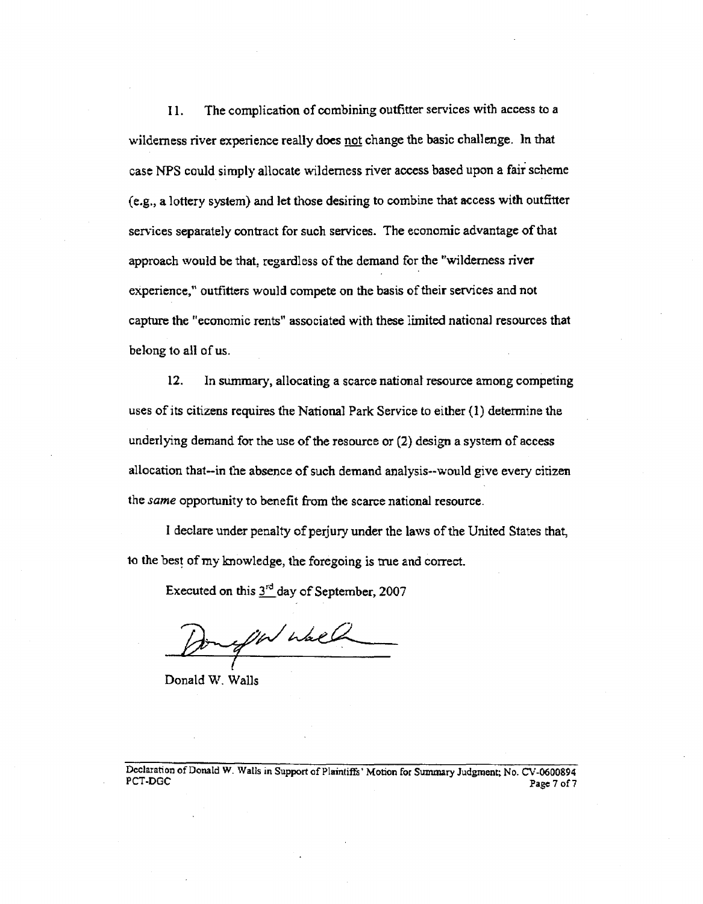11. The complication of combining outfitter services with access to a wilderness river experience really does not change the basic challenge. In that case NPS could simply allocate wilderness river access based upon a fair scheme (e.g., a lottery system) and let those desiring to combine that access with outfitter services separately contract for such services. The economic advantage of that approach would be that, regardless of the demand for the "wilderness river experience," outfitters would compete on the basis of their services and not capture the "economic rents" associated with these limited national resources that belong to all of us.

12. In summary, allocating a scarce national resource among competing uses of its citizens requires the National Park Service to either (1) determine the underlying demand for the use of the resource or (2) design a system of access allocation that--in the absence of such demand analysis--would give every citizen the *same* opportunity to benefit from the scarce national resource.

I declare under penalty of perjury under the laws of the United States that, to the best of my knowledge, the foregoing is true and correct.

Executed on this 3rd day of September, 2007

Donald W. Walls

Declaration of Donald W. Walls in Support of Plaintiffs' Motion for Summary Judgment; No. CV-0600894 PCT-DGC